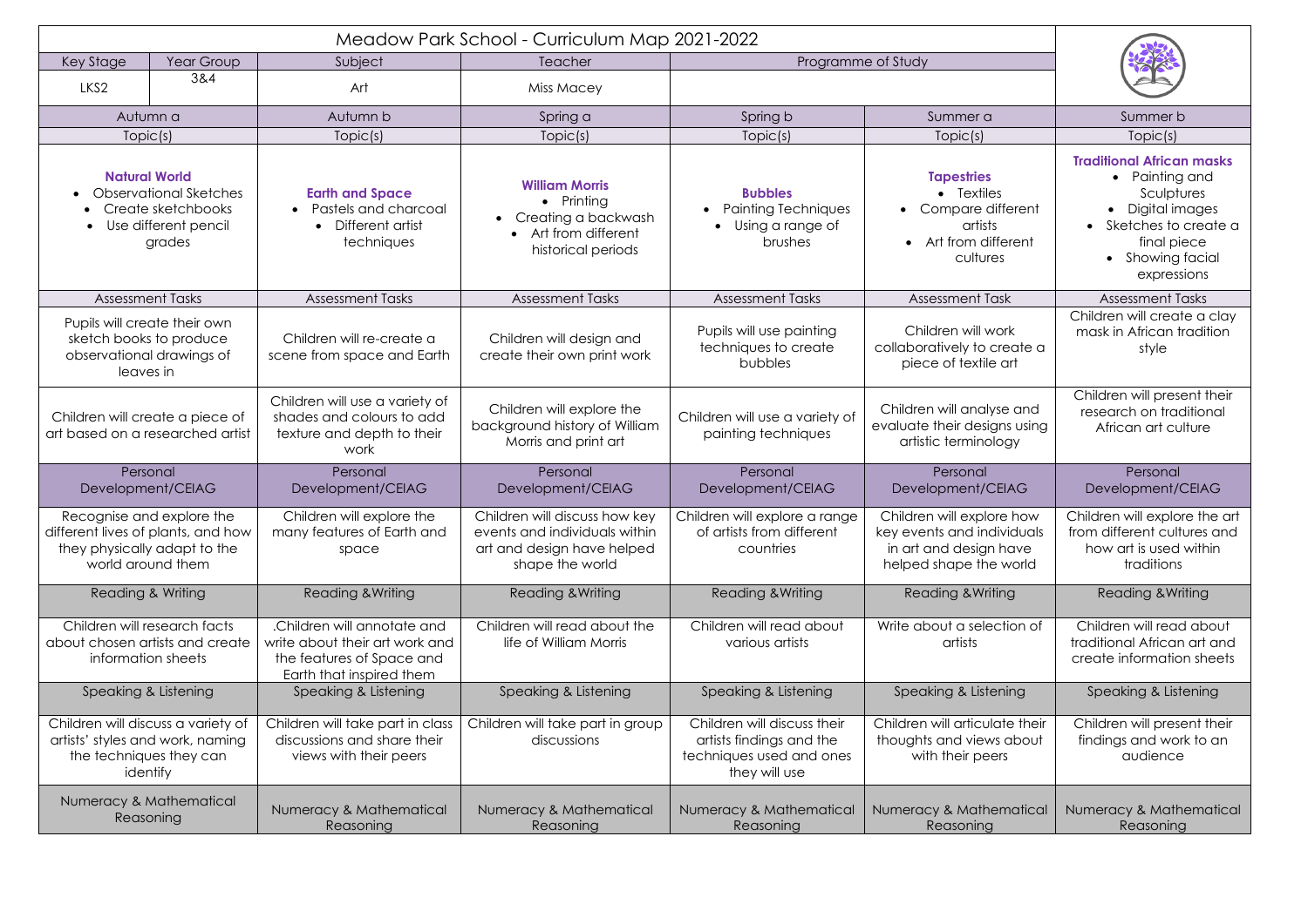# Meadow Park School - Curriculum Map 2021-2022

| Key Stage | Year Group | Subject | Teacher | Programme of Study |
|---|---|---|---|---|
| LKS2 | 3&4 | Art | Miss Macey | |

| Autumn a | Autumn b | Spring a | Spring b | Summer a | Summer b |
|---|---|---|---|---|---|
| **Topic(s)** | **Topic(s)** | **Topic(s)** | **Topic(s)** | **Topic(s)** | **Topic(s)** |
| **Natural World**<br>• Observational Sketches<br>• Create sketchbooks<br>• Use different pencil grades | **Earth and Space**<br>• Pastels and charcoal<br>• Different artist techniques | **William Morris**<br>• Printing<br>• Creating a backwash<br>• Art from different historical periods | **Bubbles**<br>• Painting Techniques<br>• Using a range of brushes | **Tapestries**<br>• Textiles<br>• Compare different artists<br>• Art from different cultures | **Traditional African masks**<br>• Painting and Sculptures<br>• Digital images<br>• Sketches to create a final piece<br>• Showing facial expressions |
| **Assessment Tasks** | **Assessment Tasks** | **Assessment Tasks** | **Assessment Tasks** | **Assessment Task** | **Assessment Tasks** |
| Pupils will create their own sketch books to produce observational drawings of leaves in | Children will re-create a scene from space and Earth | Children will design and create their own print work | Pupils will use painting techniques to create bubbles | Children will work collaboratively to create a piece of textile art | Children will create a clay mask in African tradition style |
| Children will create a piece of art based on a researched artist | Children will use a variety of shades and colours to add texture and depth to their work | Children will explore the background history of William Morris and print art | Children will use a variety of painting techniques | Children will analyse and evaluate their designs using artistic terminology | Children will present their research on traditional African art culture |
| **Personal Development/CEIAG** | **Personal Development/CEIAG** | **Personal Development/CEIAG** | **Personal Development/CEIAG** | **Personal Development/CEIAG** | **Personal Development/CEIAG** |
| Recognise and explore the different lives of plants, and how they physically adapt to the world around them | Children will explore the many features of Earth and space | Children will discuss how key events and individuals within art and design have helped shape the world | Children will explore a range of artists from different countries | Children will explore how key events and individuals in art and design have helped shape the world | Children will explore the art from different cultures and how art is used within traditions |
| **Reading & Writing** | **Reading &Writing** | **Reading &Writing** | **Reading &Writing** | **Reading &Writing** | **Reading &Writing** |
| Children will research facts about chosen artists and create information sheets | .Children will annotate and write about their art work and the features of Space and Earth that inspired them | Children will read about the life of William Morris | Children will read about various artists | Write about a selection of artists | Children will read about traditional African art and create information sheets |
| **Speaking & Listening** | **Speaking & Listening** | **Speaking & Listening** | **Speaking & Listening** | **Speaking & Listening** | **Speaking & Listening** |
| Children will discuss a variety of artists' styles and work, naming the techniques they can identify | Children will take part in class discussions and share their views with their peers | Children will take part in group discussions | Children will discuss their artists findings and the techniques used and ones they will use | Children will articulate their thoughts and views about with their peers | Children will present their findings and work to an audience |
| **Numeracy & Mathematical Reasoning** | **Numeracy & Mathematical Reasoning** | **Numeracy & Mathematical Reasoning** | **Numeracy & Mathematical Reasoning** | **Numeracy & Mathematical Reasoning** | **Numeracy & Mathematical Reasoning** |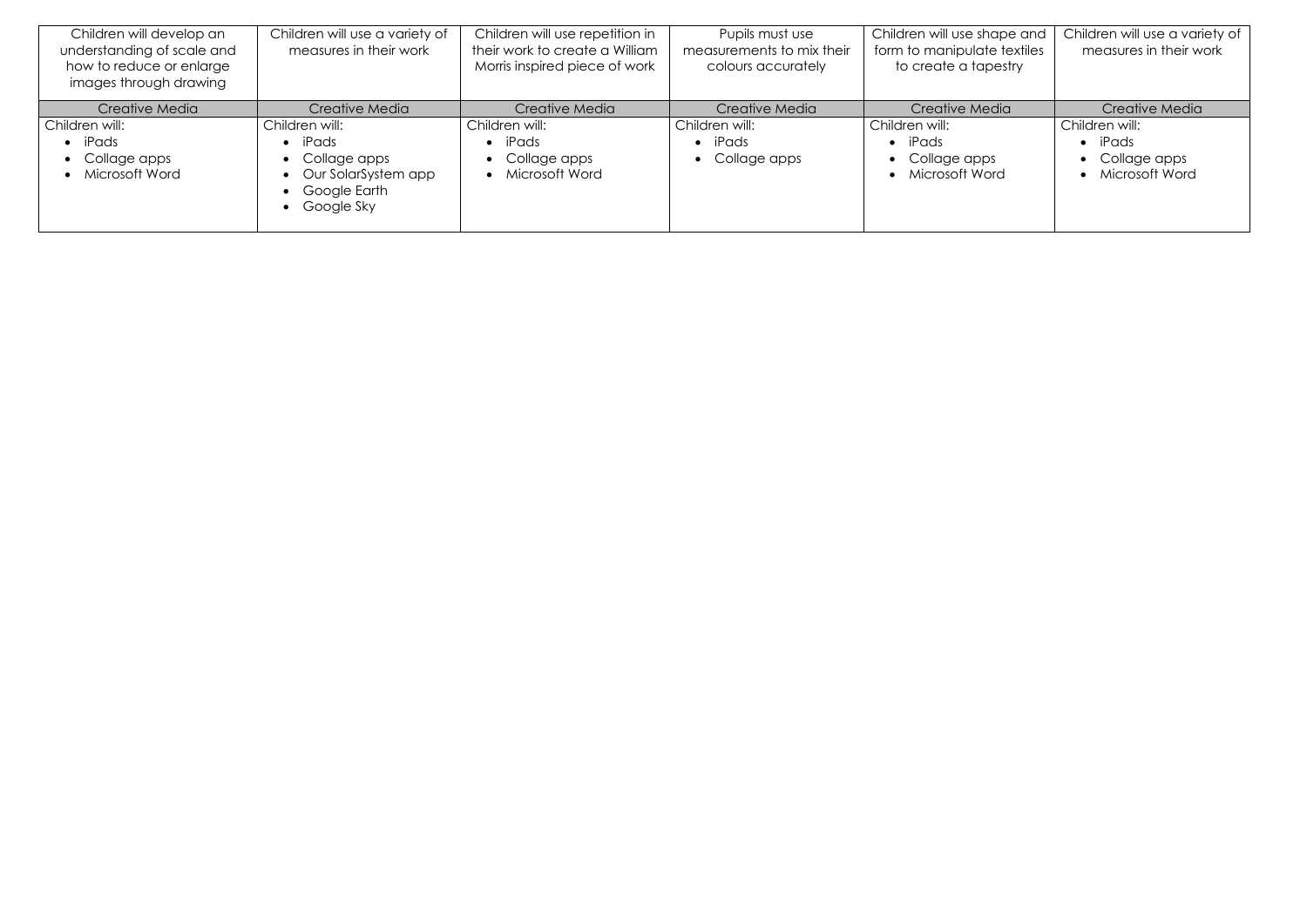| | | | | | |
|---|---|---|---|---|---|
| Children will develop an understanding of scale and how to reduce or enlarge images through drawing | Children will use a variety of measures in their work | Children will use repetition in their work to create a William Morris inspired piece of work | Pupils must use measurements to mix their colours accurately | Children will use shape and form to manipulate textiles to create a tapestry | Children will use a variety of measures in their work |
| Creative Media | Creative Media | Creative Media | Creative Media | Creative Media | Creative Media |
| Children will:<br>• iPads<br>• Collage apps<br>• Microsoft Word | Children will:<br>• iPads<br>• Collage apps<br>• Our SolarSystem app<br>• Google Earth<br>• Google Sky | Children will:<br>• iPads<br>• Collage apps<br>• Microsoft Word | Children will:<br>• iPads<br>• Collage apps | Children will:<br>• iPads<br>• Collage apps<br>• Microsoft Word | Children will:<br>• iPads<br>• Collage apps<br>• Microsoft Word |